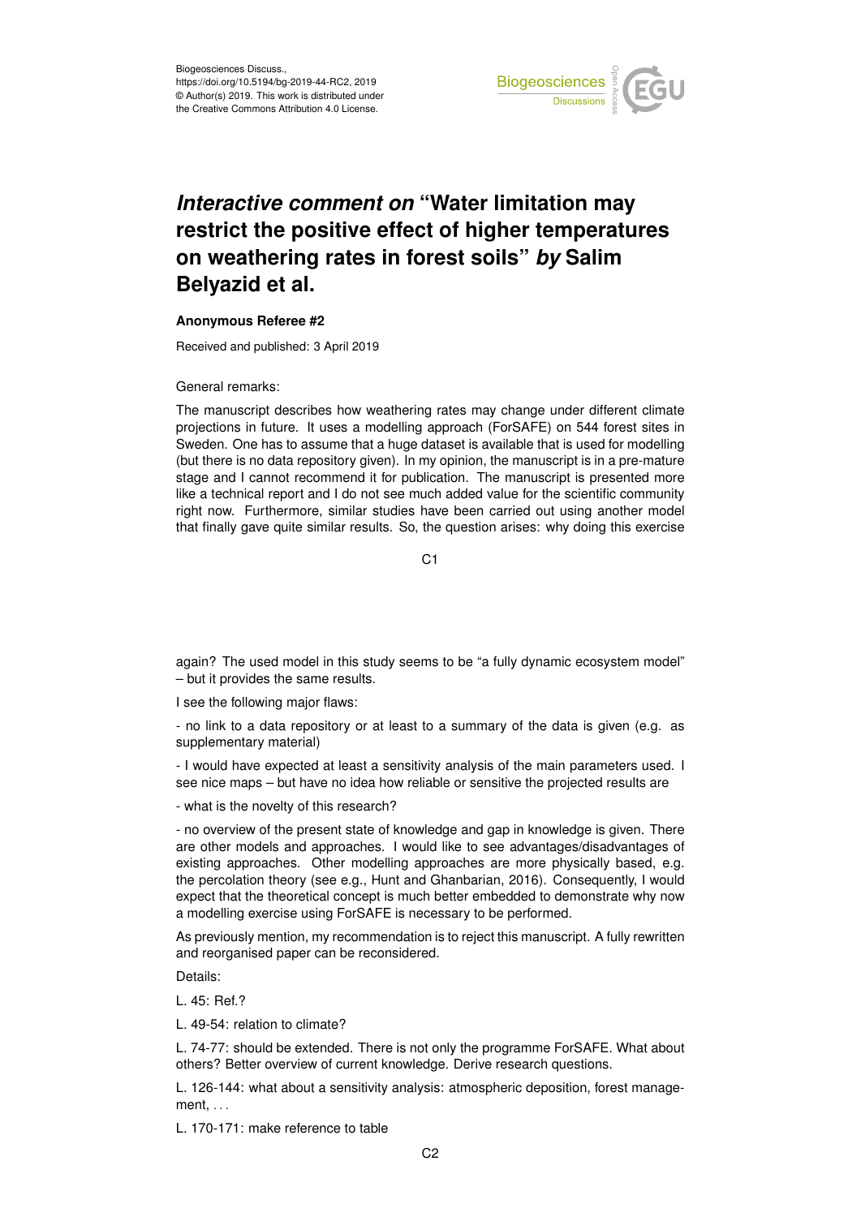Biogeosciences Discuss.,
https://doi.org/10.5194/bg-2019-44-RC2, 2019
© Author(s) 2019. This work is distributed under
the Creative Commons Attribution 4.0 License.

# *Interactive comment on* "Water limitation may restrict the positive effect of higher temperatures on weathering rates in forest soils" *by* Salim Belyazid et al.

**Anonymous Referee #2**

Received and published: 3 April 2019

General remarks:

The manuscript describes how weathering rates may change under different climate projections in future. It uses a modelling approach (ForSAFE) on 544 forest sites in Sweden. One has to assume that a huge dataset is available that is used for modelling (but there is no data repository given). In my opinion, the manuscript is in a pre-mature stage and I cannot recommend it for publication. The manuscript is presented more like a technical report and I do not see much added value for the scientific community right now. Furthermore, similar studies have been carried out using another model that finally gave quite similar results. So, the question arises: why doing this exercise again? The used model in this study seems to be "a fully dynamic ecosystem model" – but it provides the same results.

I see the following major flaws:

- no link to a data repository or at least to a summary of the data is given (e.g. as supplementary material)
- I would have expected at least a sensitivity analysis of the main parameters used. I see nice maps – but have no idea how reliable or sensitive the projected results are
- what is the novelty of this research?
- no overview of the present state of knowledge and gap in knowledge is given. There are other models and approaches. I would like to see advantages/disadvantages of existing approaches. Other modelling approaches are more physically based, e.g. the percolation theory (see e.g., Hunt and Ghanbarian, 2016). Consequently, I would expect that the theoretical concept is much better embedded to demonstrate why now a modelling exercise using ForSAFE is necessary to be performed.

As previously mention, my recommendation is to reject this manuscript. A fully rewritten and reorganised paper can be reconsidered.

Details:

L. 45: Ref.?

L. 49-54: relation to climate?

L. 74-77: should be extended. There is not only the programme ForSAFE. What about others? Better overview of current knowledge. Derive research questions.

L. 126-144: what about a sensitivity analysis: atmospheric deposition, forest management, ...

L. 170-171: make reference to table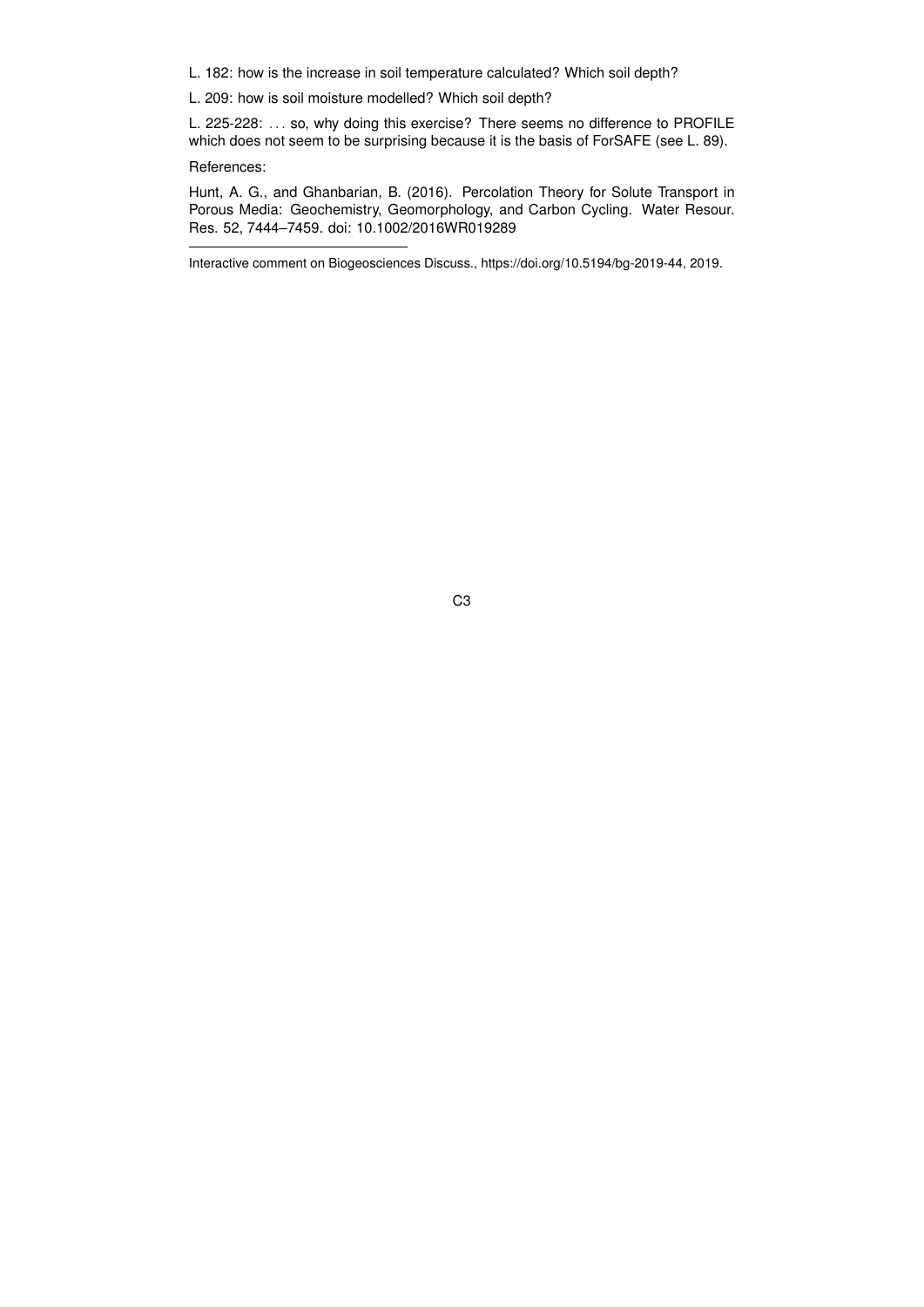L. 182: how is the increase in soil temperature calculated? Which soil depth?

L. 209: how is soil moisture modelled? Which soil depth?

L. 225-228: . . . so, why doing this exercise? There seems no difference to PROFILE which does not seem to be surprising because it is the basis of ForSAFE (see L. 89).

References:

Hunt, A. G., and Ghanbarian, B. (2016). Percolation Theory for Solute Transport in Porous Media: Geochemistry, Geomorphology, and Carbon Cycling. Water Resour. Res. 52, 7444–7459. doi: 10.1002/2016WR019289

---

Interactive comment on Biogeosciences Discuss., https://doi.org/10.5194/bg-2019-44, 2019.